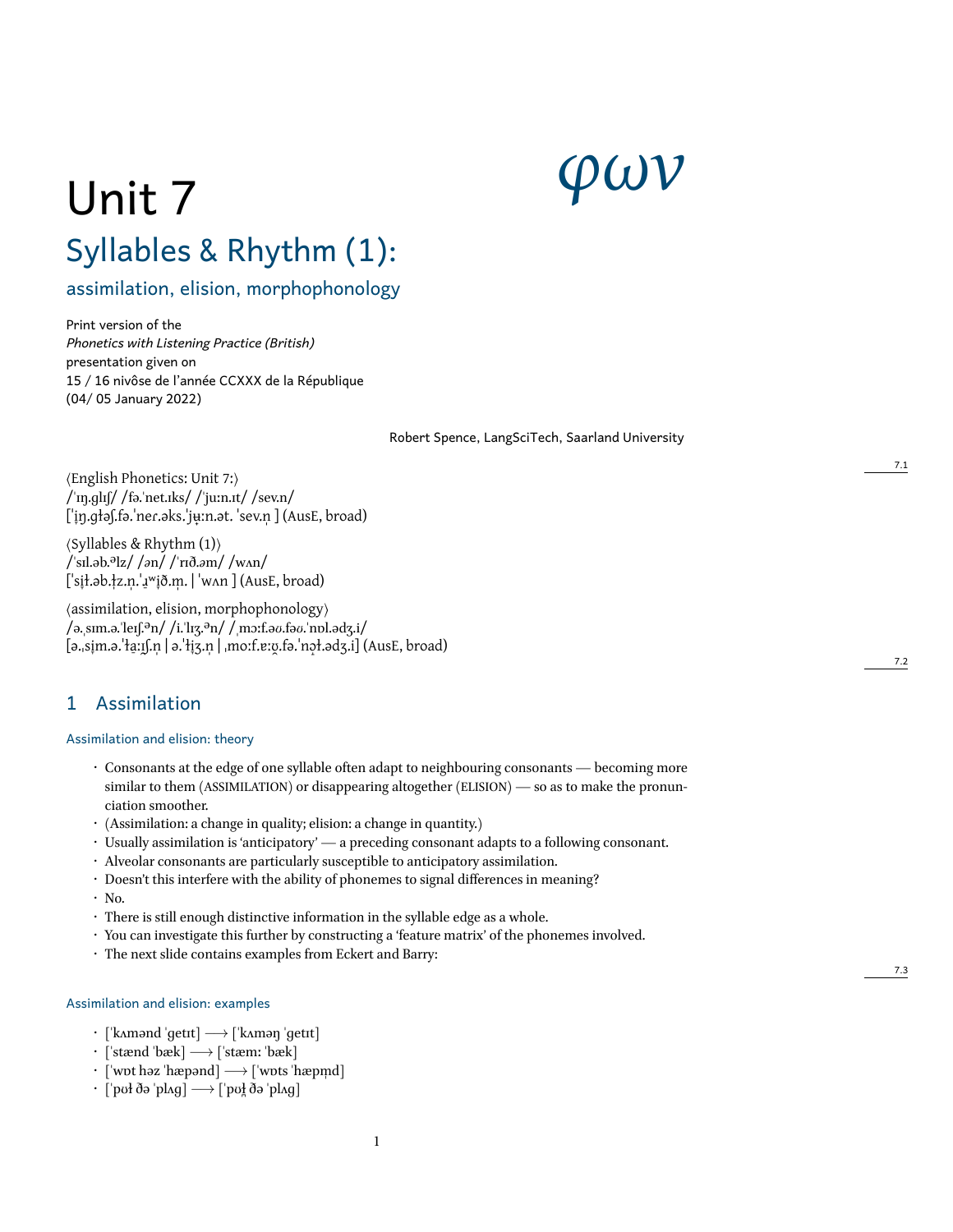φων

# Unit 7

## Syllables & Rhythm (1):

### assimilation, elision, morphophonology

Print version of the
*Phonetics with Listening Practice (British)*
presentation given on
15 / 16 nivôse de l'année CCXXX de la République
(04/ 05 January 2022)

Robert Spence, LangSciTech, Saarland University

7.1

⟨English Phonetics: Unit 7:⟩
/ˈɪŋ.ɡlɪʃ/ /fə.ˈnet.ɪks/ /ˈjuːn.ɪt/ /sev.n/
[ˈɪ̟ŋ.ɡɫəʃ.fə.ˈneɾ.əks.ˈjʉ̟ːn.ət. ˈsev.n̩ ] (AusE, broad)

⟨Syllables & Rhythm (1)⟩
/ˈsɪl.əb.ᵊlz/ /ən/ /ˈrɪð.əm/ /wʌn/
[ˈsɪ̟ɫ.əb.ɫ̩z.n̩.ˈɹ̠ʷɪ̟ð.m̩. | ˈwʌn ] (AusE, broad)

⟨assimilation, elision, morphophonology⟩
/ə.ˌsɪm.ə.ˈleɪʃ.ᵊn/ /i.ˈlɪʒ.ᵊn/ /ˌmɔːf.əʊ.fəʊ.ˈnɒl.ədʒ.i/
[ə.ˌsɪ̟m.ə.ˈɫɐ̟ːɪʃ.n̩ | ə.ˈɫ̟ɪʒ.n̩ | ˌmoːf.ɐːʊ̯.fə.ˈnɔ̟ɫ.ədʒ.i] (AusE, broad)

7.2

## 1 Assimilation

### Assimilation and elision: theory

- Consonants at the edge of one syllable often adapt to neighbouring consonants — becoming more similar to them (ASSIMILATION) or disappearing altogether (ELISION) — so as to make the pronunciation smoother.
- (Assimilation: a change in quality; elision: a change in quantity.)
- Usually assimilation is 'anticipatory' — a preceding consonant adapts to a following consonant.
- Alveolar consonants are particularly susceptible to anticipatory assimilation.
- Doesn't this interfere with the ability of phonemes to signal differences in meaning?
- No.
- There is still enough distinctive information in the syllable edge as a whole.
- You can investigate this further by constructing a 'feature matrix' of the phonemes involved.
- The next slide contains examples from Eckert and Barry:

7.3

### Assimilation and elision: examples

- [ˈkʌmənd ˈɡetɪt] ⟶ [ˈkʌməŋ ˈɡetɪt]
- [ˈstænd ˈbæk] ⟶ [ˈstæmː ˈbæk]
- [ˈwɒt həz ˈhæpənd] ⟶ [ˈwɒts ˈhæpm̩d]
- [ˈpʊɫ ðə ˈplʌɡ] ⟶ [ˈpʊɫ̪ ðə ˈplʌɡ]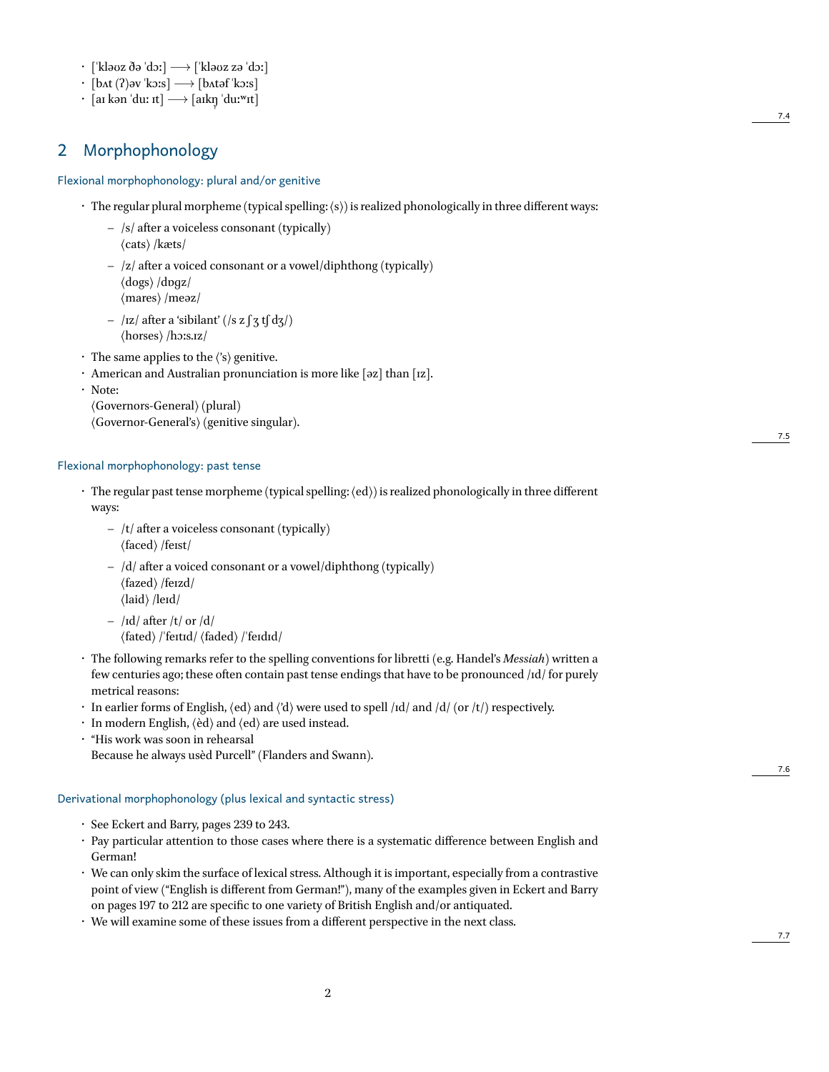- [ˈkləʊz ðə ˈdɔː] ⟶ [ˈkləʊz zə ˈdɔː]
- [bʌt (ʔ)əv ˈkɔːs] ⟶ [bʌtəf ˈkɔːs]
- [aɪ kən ˈduː ɪt] ⟶ [aɪkŋ̩ ˈduːʷɪt]

## 2 Morphophonology

### Flexional morphophonology: plural and/or genitive

- The regular plural morpheme (typical spelling: ⟨s⟩) is realized phonologically in three different ways:
  - /s/ after a voiceless consonant (typically)
    ⟨cats⟩ /kæts/
  - /z/ after a voiced consonant or a vowel/diphthong (typically)
    ⟨dogs⟩ /dɒgz/
    ⟨mares⟩ /meəz/
  - /ɪz/ after a 'sibilant' (/s z ʃ ʒ tʃ dʒ/)
    ⟨horses⟩ /hɔːs.ɪz/
- The same applies to the ⟨'s⟩ genitive.
- American and Australian pronunciation is more like [əz] than [ɪz].
- Note:
  ⟨Governors-General⟩ (plural)
  ⟨Governor-General's⟩ (genitive singular).

### Flexional morphophonology: past tense

- The regular past tense morpheme (typical spelling: ⟨ed⟩) is realized phonologically in three different ways:
  - /t/ after a voiceless consonant (typically)
    ⟨faced⟩ /feɪst/
  - /d/ after a voiced consonant or a vowel/diphthong (typically)
    ⟨fazed⟩ /feɪzd/
    ⟨laid⟩ /leɪd/
  - /ɪd/ after /t/ or /d/
    ⟨fated⟩ /ˈfeɪtɪd/ ⟨faded⟩ /ˈfeɪdɪd/
- The following remarks refer to the spelling conventions for libretti (e.g. Handel's *Messiah*) written a few centuries ago; these often contain past tense endings that have to be pronounced /ɪd/ for purely metrical reasons:
- In earlier forms of English, ⟨ed⟩ and ⟨'d⟩ were used to spell /ɪd/ and /d/ (or /t/) respectively.
- In modern English, ⟨èd⟩ and ⟨ed⟩ are used instead.
- "His work was soon in rehearsal
  Because he always usèd Purcell" (Flanders and Swann).

### Derivational morphophonology (plus lexical and syntactic stress)

- See Eckert and Barry, pages 239 to 243.
- Pay particular attention to those cases where there is a systematic difference between English and German!
- We can only skim the surface of lexical stress. Although it is important, especially from a contrastive point of view ("English is different from German!"), many of the examples given in Eckert and Barry on pages 197 to 212 are specific to one variety of British English and/or antiquated.
- We will examine some of these issues from a different perspective in the next class.